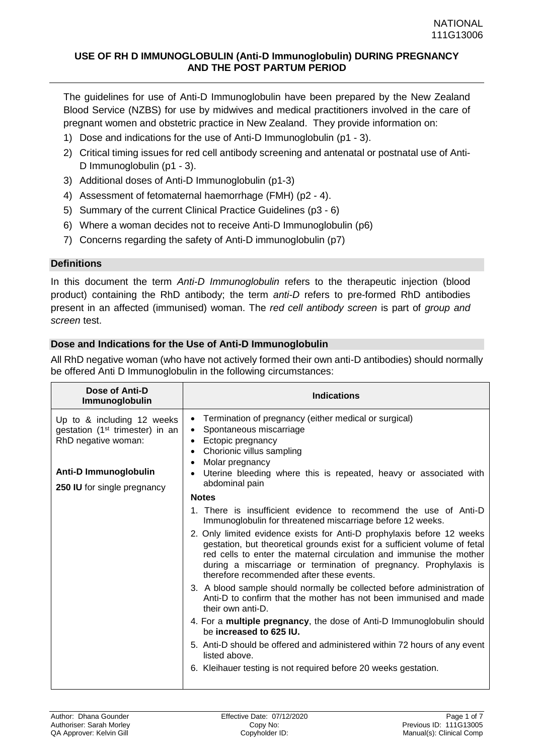# USE OF RH D IMMUNOGLOBULIN (Anti-D Immunoglobulin) DURING PREGNANCY AND THE POST PARTUM PERIOD

The guidelines for use of Anti-D Immunoglobulin have been prepared by the New Zealand Blood Service (NZBS) for use by midwives and medical practitioners involved in the care of pregnant women and obstetric practice in New Zealand. They provide information on:

1) Dose and indications for the use of Anti-D Immunoglobulin (p1 - 3).
2) Critical timing issues for red cell antibody screening and antenatal or postnatal use of Anti-D Immunoglobulin (p1 - 3).
3) Additional doses of Anti-D Immunoglobulin (p1-3)
4) Assessment of fetomaternal haemorrhage (FMH) (p2 - 4).
5) Summary of the current Clinical Practice Guidelines (p3 - 6)
6) Where a woman decides not to receive Anti-D Immunoglobulin (p6)
7) Concerns regarding the safety of Anti-D immunoglobulin (p7)

## Definitions

In this document the term *Anti-D Immunoglobulin* refers to the therapeutic injection (blood product) containing the RhD antibody; the term *anti-D* refers to pre-formed RhD antibodies present in an affected (immunised) woman. The *red cell antibody screen* is part of *group and screen* test.

## Dose and Indications for the Use of Anti-D Immunoglobulin

All RhD negative woman (who have not actively formed their own anti-D antibodies) should normally be offered Anti D Immunoglobulin in the following circumstances:

| Dose of Anti-D Immunoglobulin | Indications |
|---|---|
| Up to & including 12 weeks gestation (1st trimester) in an RhD negative woman:<br><br>**Anti-D Immunoglobulin**<br>**250 IU** for single pregnancy | • Termination of pregnancy (either medical or surgical)<br>• Spontaneous miscarriage<br>• Ectopic pregnancy<br>• Chorionic villus sampling<br>• Molar pregnancy<br>• Uterine bleeding where this is repeated, heavy or associated with abdominal pain<br><br>**Notes**<br>1. There is insufficient evidence to recommend the use of Anti-D Immunoglobulin for threatened miscarriage before 12 weeks.<br>2. Only limited evidence exists for Anti-D prophylaxis before 12 weeks gestation, but theoretical grounds exist for a sufficient volume of fetal red cells to enter the maternal circulation and immunise the mother during a miscarriage or termination of pregnancy. Prophylaxis is therefore recommended after these events.<br>3. A blood sample should normally be collected before administration of Anti-D to confirm that the mother has not been immunised and made their own anti-D.<br>4. For a **multiple pregnancy**, the dose of Anti-D Immunoglobulin should be **increased to 625 IU.**<br>5. Anti-D should be offered and administered within 72 hours of any event listed above.<br>6. Kleihauer testing is not required before 20 weeks gestation. |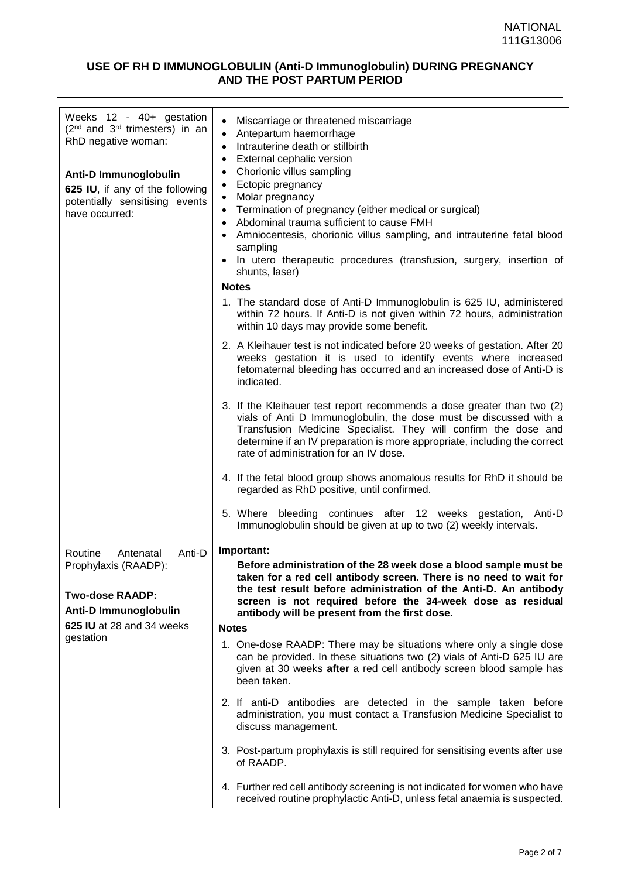# USE OF RH D IMMUNOGLOBULIN (Anti-D Immunoglobulin) DURING PREGNANCY AND THE POST PARTUM PERIOD

| | |
|---|---|
| Weeks 12 - 40+ gestation (2nd and 3rd trimesters) in an RhD negative woman:<br><br>**Anti-D Immunoglobulin**<br>**625 IU**, if any of the following potentially sensitising events have occurred: | • Miscarriage or threatened miscarriage<br>• Antepartum haemorrhage<br>• Intrauterine death or stillbirth<br>• External cephalic version<br>• Chorionic villus sampling<br>• Ectopic pregnancy<br>• Molar pregnancy<br>• Termination of pregnancy (either medical or surgical)<br>• Abdominal trauma sufficient to cause FMH<br>• Amniocentesis, chorionic villus sampling, and intrauterine fetal blood sampling<br>• In utero therapeutic procedures (transfusion, surgery, insertion of shunts, laser)<br><br>**Notes**<br>1. The standard dose of Anti-D Immunoglobulin is 625 IU, administered within 72 hours. If Anti-D is not given within 72 hours, administration within 10 days may provide some benefit.<br>2. A Kleihauer test is not indicated before 20 weeks of gestation. After 20 weeks gestation it is used to identify events where increased fetomaternal bleeding has occurred and an increased dose of Anti-D is indicated.<br>3. If the Kleihauer test report recommends a dose greater than two (2) vials of Anti D Immunoglobulin, the dose must be discussed with a Transfusion Medicine Specialist. They will confirm the dose and determine if an IV preparation is more appropriate, including the correct rate of administration for an IV dose.<br>4. If the fetal blood group shows anomalous results for RhD it should be regarded as RhD positive, until confirmed.<br>5. Where bleeding continues after 12 weeks gestation, Anti-D Immunoglobulin should be given at up to two (2) weekly intervals. |
| Routine Antenatal Anti-D Prophylaxis (RAADP):<br><br>**Two-dose RAADP:**<br>**Anti-D Immunoglobulin**<br>**625 IU** at 28 and 34 weeks gestation | **Important:**<br>**Before administration of the 28 week dose a blood sample must be taken for a red cell antibody screen. There is no need to wait for the test result before administration of the Anti-D. An antibody screen is not required before the 34-week dose as residual antibody will be present from the first dose.**<br><br>**Notes**<br>1. One-dose RAADP: There may be situations where only a single dose can be provided. In these situations two (2) vials of Anti-D 625 IU are given at 30 weeks **after** a red cell antibody screen blood sample has been taken.<br>2. If anti-D antibodies are detected in the sample taken before administration, you must contact a Transfusion Medicine Specialist to discuss management.<br>3. Post-partum prophylaxis is still required for sensitising events after use of RAADP.<br>4. Further red cell antibody screening is not indicated for women who have received routine prophylactic Anti-D, unless fetal anaemia is suspected. |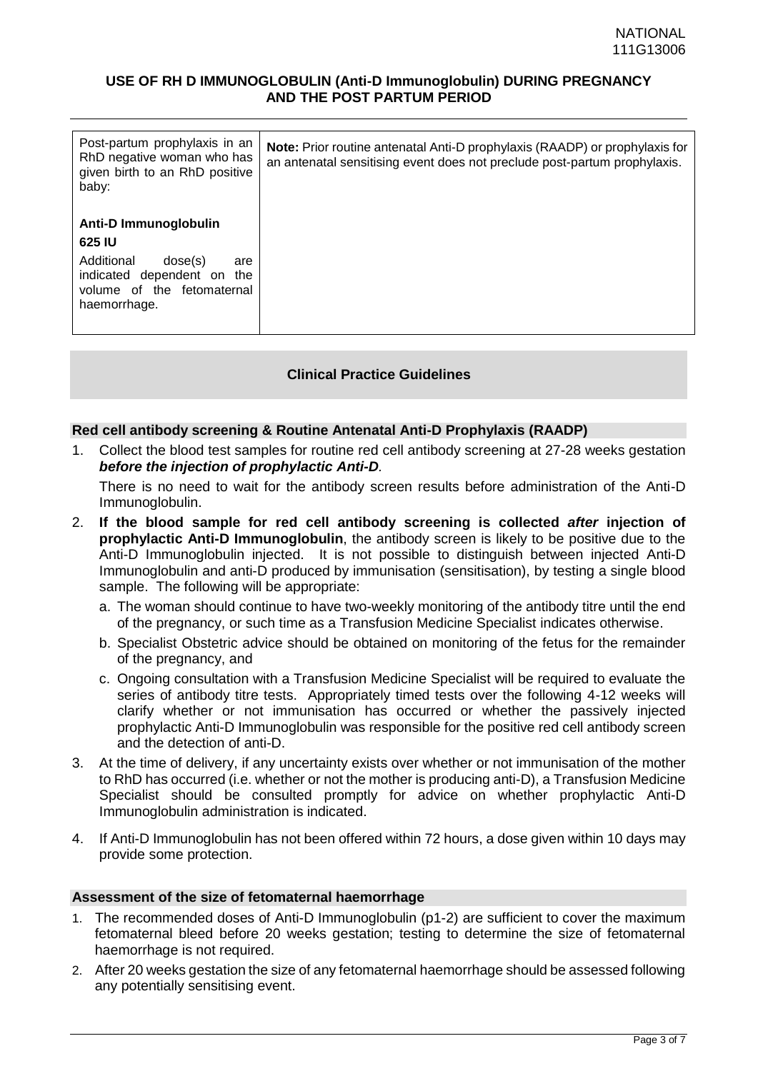| Post-partum prophylaxis in an RhD negative woman who has given birth to an RhD positive baby:<br><br>**Anti-D Immunoglobulin**<br>**625 IU**<br>Additional dose(s) are indicated dependent on the volume of the fetomaternal haemorrhage. | **Note:** Prior routine antenatal Anti-D prophylaxis (RAADP) or prophylaxis for an antenatal sensitising event does not preclude post-partum prophylaxis. |
|---|---|

## Clinical Practice Guidelines

### Red cell antibody screening & Routine Antenatal Anti-D Prophylaxis (RAADP)

1. Collect the blood test samples for routine red cell antibody screening at 27-28 weeks gestation ***before the injection of prophylactic Anti-D***.

   There is no need to wait for the antibody screen results before administration of the Anti-D Immunoglobulin.

2. **If the blood sample for red cell antibody screening is collected *after* injection of prophylactic Anti-D Immunoglobulin**, the antibody screen is likely to be positive due to the Anti-D Immunoglobulin injected. It is not possible to distinguish between injected Anti-D Immunoglobulin and anti-D produced by immunisation (sensitisation), by testing a single blood sample. The following will be appropriate:

   a. The woman should continue to have two-weekly monitoring of the antibody titre until the end of the pregnancy, or such time as a Transfusion Medicine Specialist indicates otherwise.

   b. Specialist Obstetric advice should be obtained on monitoring of the fetus for the remainder of the pregnancy, and

   c. Ongoing consultation with a Transfusion Medicine Specialist will be required to evaluate the series of antibody titre tests. Appropriately timed tests over the following 4-12 weeks will clarify whether or not immunisation has occurred or whether the passively injected prophylactic Anti-D Immunoglobulin was responsible for the positive red cell antibody screen and the detection of anti-D.

3. At the time of delivery, if any uncertainty exists over whether or not immunisation of the mother to RhD has occurred (i.e. whether or not the mother is producing anti-D), a Transfusion Medicine Specialist should be consulted promptly for advice on whether prophylactic Anti-D Immunoglobulin administration is indicated.

4. If Anti-D Immunoglobulin has not been offered within 72 hours, a dose given within 10 days may provide some protection.

### Assessment of the size of fetomaternal haemorrhage

1. The recommended doses of Anti-D Immunoglobulin (p1-2) are sufficient to cover the maximum fetomaternal bleed before 20 weeks gestation; testing to determine the size of fetomaternal haemorrhage is not required.
2. After 20 weeks gestation the size of any fetomaternal haemorrhage should be assessed following any potentially sensitising event.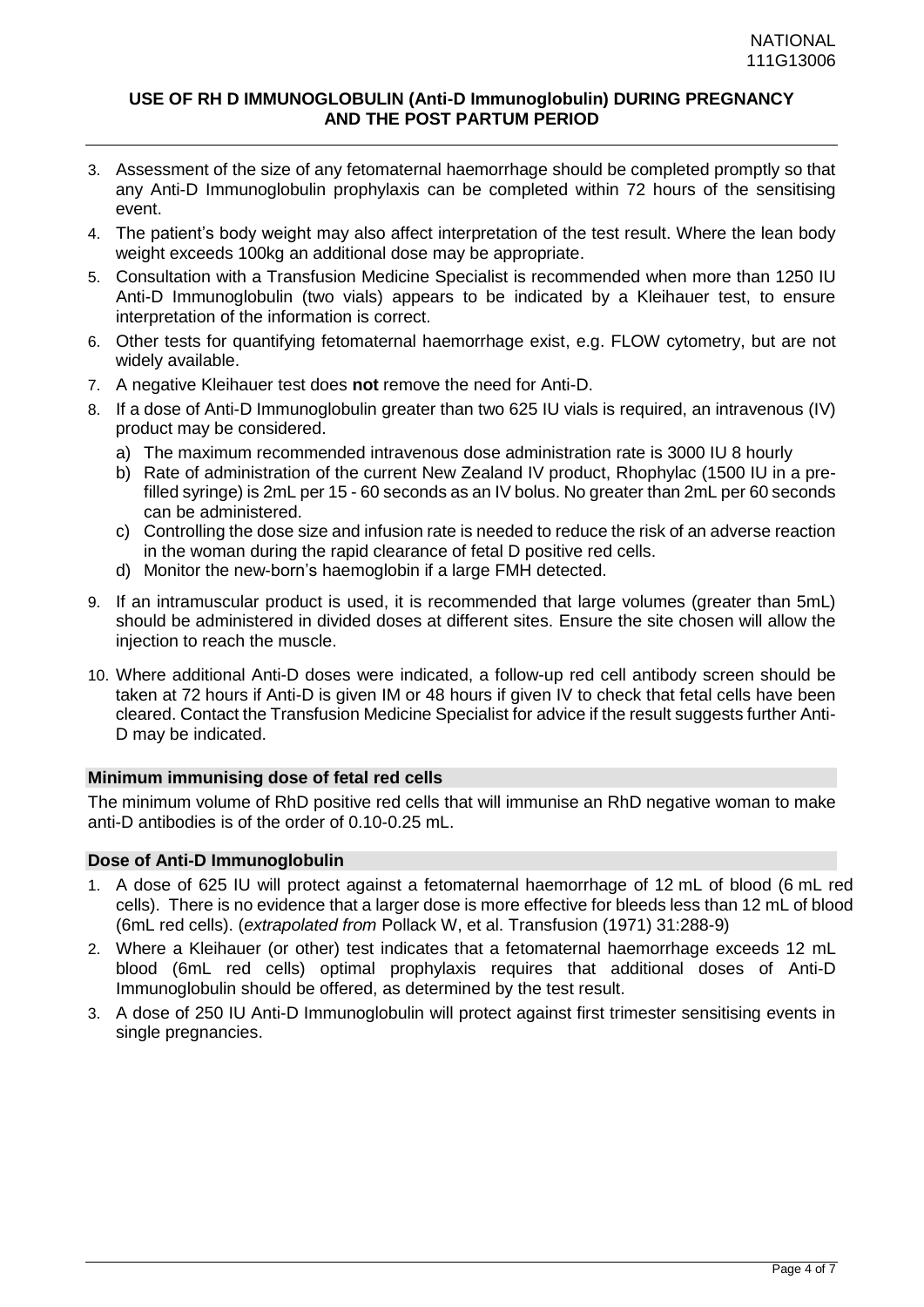3. Assessment of the size of any fetomaternal haemorrhage should be completed promptly so that any Anti-D Immunoglobulin prophylaxis can be completed within 72 hours of the sensitising event.
4. The patient's body weight may also affect interpretation of the test result. Where the lean body weight exceeds 100kg an additional dose may be appropriate.
5. Consultation with a Transfusion Medicine Specialist is recommended when more than 1250 IU Anti-D Immunoglobulin (two vials) appears to be indicated by a Kleihauer test, to ensure interpretation of the information is correct.
6. Other tests for quantifying fetomaternal haemorrhage exist, e.g. FLOW cytometry, but are not widely available.
7. A negative Kleihauer test does **not** remove the need for Anti-D.
8. If a dose of Anti-D Immunoglobulin greater than two 625 IU vials is required, an intravenous (IV) product may be considered.
   a) The maximum recommended intravenous dose administration rate is 3000 IU 8 hourly
   b) Rate of administration of the current New Zealand IV product, Rhophylac (1500 IU in a pre-filled syringe) is 2mL per 15 - 60 seconds as an IV bolus. No greater than 2mL per 60 seconds can be administered.
   c) Controlling the dose size and infusion rate is needed to reduce the risk of an adverse reaction in the woman during the rapid clearance of fetal D positive red cells.
   d) Monitor the new-born's haemoglobin if a large FMH detected.
9. If an intramuscular product is used, it is recommended that large volumes (greater than 5mL) should be administered in divided doses at different sites. Ensure the site chosen will allow the injection to reach the muscle.
10. Where additional Anti-D doses were indicated, a follow-up red cell antibody screen should be taken at 72 hours if Anti-D is given IM or 48 hours if given IV to check that fetal cells have been cleared. Contact the Transfusion Medicine Specialist for advice if the result suggests further Anti-D may be indicated.

### Minimum immunising dose of fetal red cells

The minimum volume of RhD positive red cells that will immunise an RhD negative woman to make anti-D antibodies is of the order of 0.10-0.25 mL.

### Dose of Anti-D Immunoglobulin

1. A dose of 625 IU will protect against a fetomaternal haemorrhage of 12 mL of blood (6 mL red cells). There is no evidence that a larger dose is more effective for bleeds less than 12 mL of blood (6mL red cells). (*extrapolated from* Pollack W, et al. Transfusion (1971) 31:288-9)
2. Where a Kleihauer (or other) test indicates that a fetomaternal haemorrhage exceeds 12 mL blood (6mL red cells) optimal prophylaxis requires that additional doses of Anti-D Immunoglobulin should be offered, as determined by the test result.
3. A dose of 250 IU Anti-D Immunoglobulin will protect against first trimester sensitising events in single pregnancies.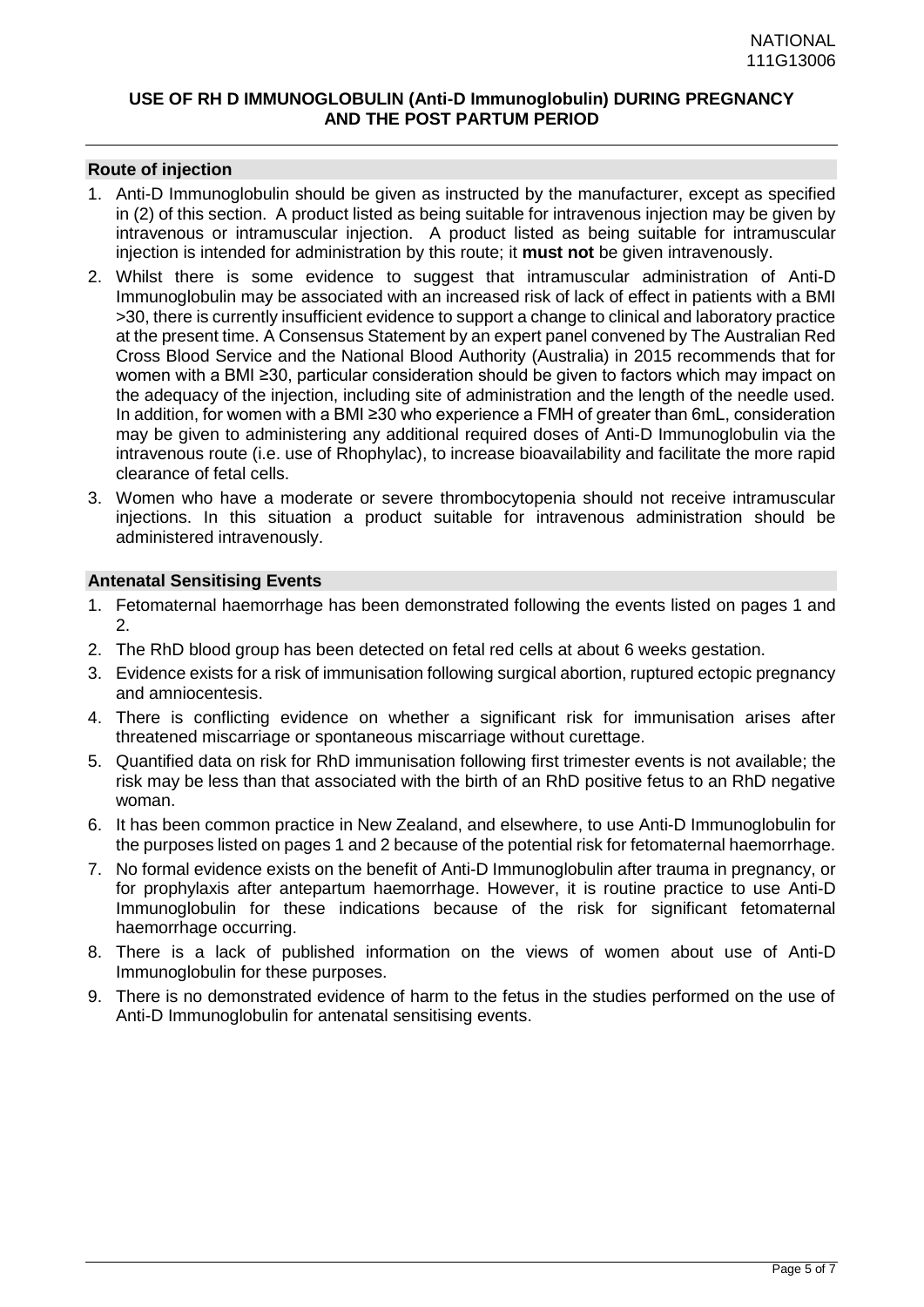## Route of injection

1. Anti-D Immunoglobulin should be given as instructed by the manufacturer, except as specified in (2) of this section. A product listed as being suitable for intravenous injection may be given by intravenous or intramuscular injection. A product listed as being suitable for intramuscular injection is intended for administration by this route; it **must not** be given intravenously.
2. Whilst there is some evidence to suggest that intramuscular administration of Anti-D Immunoglobulin may be associated with an increased risk of lack of effect in patients with a BMI >30, there is currently insufficient evidence to support a change to clinical and laboratory practice at the present time. A Consensus Statement by an expert panel convened by The Australian Red Cross Blood Service and the National Blood Authority (Australia) in 2015 recommends that for women with a BMI ≥30, particular consideration should be given to factors which may impact on the adequacy of the injection, including site of administration and the length of the needle used. In addition, for women with a BMI ≥30 who experience a FMH of greater than 6mL, consideration may be given to administering any additional required doses of Anti-D Immunoglobulin via the intravenous route (i.e. use of Rhophylac), to increase bioavailability and facilitate the more rapid clearance of fetal cells.
3. Women who have a moderate or severe thrombocytopenia should not receive intramuscular injections. In this situation a product suitable for intravenous administration should be administered intravenously.

## Antenatal Sensitising Events

1. Fetomaternal haemorrhage has been demonstrated following the events listed on pages 1 and 2.
2. The RhD blood group has been detected on fetal red cells at about 6 weeks gestation.
3. Evidence exists for a risk of immunisation following surgical abortion, ruptured ectopic pregnancy and amniocentesis.
4. There is conflicting evidence on whether a significant risk for immunisation arises after threatened miscarriage or spontaneous miscarriage without curettage.
5. Quantified data on risk for RhD immunisation following first trimester events is not available; the risk may be less than that associated with the birth of an RhD positive fetus to an RhD negative woman.
6. It has been common practice in New Zealand, and elsewhere, to use Anti-D Immunoglobulin for the purposes listed on pages 1 and 2 because of the potential risk for fetomaternal haemorrhage.
7. No formal evidence exists on the benefit of Anti-D Immunoglobulin after trauma in pregnancy, or for prophylaxis after antepartum haemorrhage. However, it is routine practice to use Anti-D Immunoglobulin for these indications because of the risk for significant fetomaternal haemorrhage occurring.
8. There is a lack of published information on the views of women about use of Anti-D Immunoglobulin for these purposes.
9. There is no demonstrated evidence of harm to the fetus in the studies performed on the use of Anti-D Immunoglobulin for antenatal sensitising events.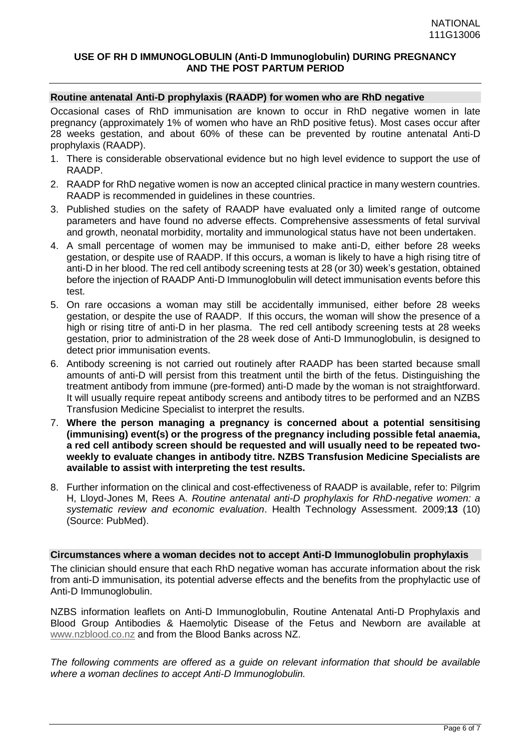**USE OF RH D IMMUNOGLOBULIN (Anti-D Immunoglobulin) DURING PREGNANCY AND THE POST PARTUM PERIOD**

## Routine antenatal Anti-D prophylaxis (RAADP) for women who are RhD negative

Occasional cases of RhD immunisation are known to occur in RhD negative women in late pregnancy (approximately 1% of women who have an RhD positive fetus). Most cases occur after 28 weeks gestation, and about 60% of these can be prevented by routine antenatal Anti-D prophylaxis (RAADP).

1. There is considerable observational evidence but no high level evidence to support the use of RAADP.
2. RAADP for RhD negative women is now an accepted clinical practice in many western countries. RAADP is recommended in guidelines in these countries.
3. Published studies on the safety of RAADP have evaluated only a limited range of outcome parameters and have found no adverse effects. Comprehensive assessments of fetal survival and growth, neonatal morbidity, mortality and immunological status have not been undertaken.
4. A small percentage of women may be immunised to make anti-D, either before 28 weeks gestation, or despite use of RAADP. If this occurs, a woman is likely to have a high rising titre of anti-D in her blood. The red cell antibody screening tests at 28 (or 30) week's gestation, obtained before the injection of RAADP Anti-D Immunoglobulin will detect immunisation events before this test.
5. On rare occasions a woman may still be accidentally immunised, either before 28 weeks gestation, or despite the use of RAADP. If this occurs, the woman will show the presence of a high or rising titre of anti-D in her plasma. The red cell antibody screening tests at 28 weeks gestation, prior to administration of the 28 week dose of Anti-D Immunoglobulin, is designed to detect prior immunisation events.
6. Antibody screening is not carried out routinely after RAADP has been started because small amounts of anti-D will persist from this treatment until the birth of the fetus. Distinguishing the treatment antibody from immune (pre-formed) anti-D made by the woman is not straightforward. It will usually require repeat antibody screens and antibody titres to be performed and an NZBS Transfusion Medicine Specialist to interpret the results.
7. **Where the person managing a pregnancy is concerned about a potential sensitising (immunising) event(s) or the progress of the pregnancy including possible fetal anaemia, a red cell antibody screen should be requested and will usually need to be repeated two-weekly to evaluate changes in antibody titre. NZBS Transfusion Medicine Specialists are available to assist with interpreting the test results.**
8. Further information on the clinical and cost-effectiveness of RAADP is available, refer to: Pilgrim H, Lloyd-Jones M, Rees A. *Routine antenatal anti-D prophylaxis for RhD-negative women: a systematic review and economic evaluation*. Health Technology Assessment. 2009;**13** (10) (Source: PubMed).

## Circumstances where a woman decides not to accept Anti-D Immunoglobulin prophylaxis

The clinician should ensure that each RhD negative woman has accurate information about the risk from anti-D immunisation, its potential adverse effects and the benefits from the prophylactic use of Anti-D Immunoglobulin.

NZBS information leaflets on Anti-D Immunoglobulin, Routine Antenatal Anti-D Prophylaxis and Blood Group Antibodies & Haemolytic Disease of the Fetus and Newborn are available at www.nzblood.co.nz and from the Blood Banks across NZ.

*The following comments are offered as a guide on relevant information that should be available where a woman declines to accept Anti-D Immunoglobulin.*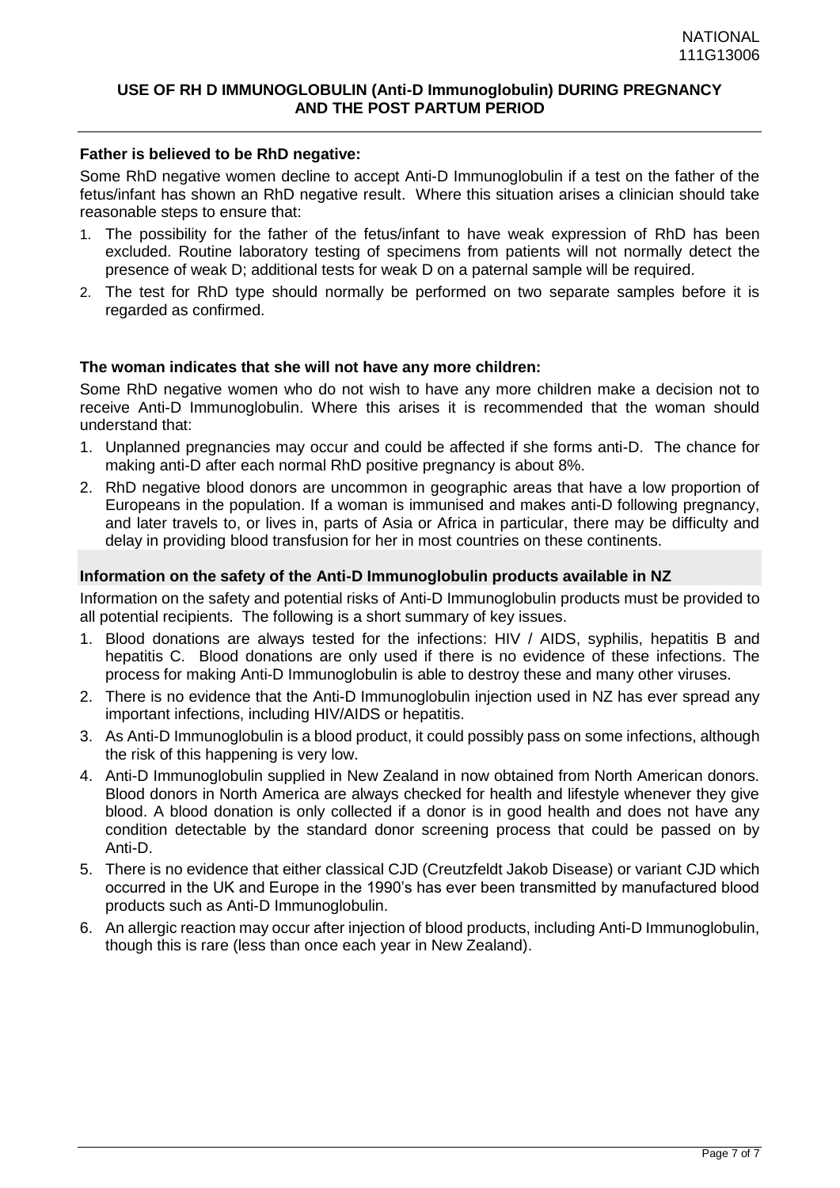**Father is believed to be RhD negative:**

Some RhD negative women decline to accept Anti-D Immunoglobulin if a test on the father of the fetus/infant has shown an RhD negative result. Where this situation arises a clinician should take reasonable steps to ensure that:

1. The possibility for the father of the fetus/infant to have weak expression of RhD has been excluded. Routine laboratory testing of specimens from patients will not normally detect the presence of weak D; additional tests for weak D on a paternal sample will be required.
2. The test for RhD type should normally be performed on two separate samples before it is regarded as confirmed.

**The woman indicates that she will not have any more children:**

Some RhD negative women who do not wish to have any more children make a decision not to receive Anti-D Immunoglobulin. Where this arises it is recommended that the woman should understand that:

1. Unplanned pregnancies may occur and could be affected if she forms anti-D. The chance for making anti-D after each normal RhD positive pregnancy is about 8%.
2. RhD negative blood donors are uncommon in geographic areas that have a low proportion of Europeans in the population. If a woman is immunised and makes anti-D following pregnancy, and later travels to, or lives in, parts of Asia or Africa in particular, there may be difficulty and delay in providing blood transfusion for her in most countries on these continents.

**Information on the safety of the Anti-D Immunoglobulin products available in NZ**

Information on the safety and potential risks of Anti-D Immunoglobulin products must be provided to all potential recipients. The following is a short summary of key issues.

1. Blood donations are always tested for the infections: HIV / AIDS, syphilis, hepatitis B and hepatitis C. Blood donations are only used if there is no evidence of these infections. The process for making Anti-D Immunoglobulin is able to destroy these and many other viruses.
2. There is no evidence that the Anti-D Immunoglobulin injection used in NZ has ever spread any important infections, including HIV/AIDS or hepatitis.
3. As Anti-D Immunoglobulin is a blood product, it could possibly pass on some infections, although the risk of this happening is very low.
4. Anti-D Immunoglobulin supplied in New Zealand in now obtained from North American donors. Blood donors in North America are always checked for health and lifestyle whenever they give blood. A blood donation is only collected if a donor is in good health and does not have any condition detectable by the standard donor screening process that could be passed on by Anti-D.
5. There is no evidence that either classical CJD (Creutzfeldt Jakob Disease) or variant CJD which occurred in the UK and Europe in the 1990's has ever been transmitted by manufactured blood products such as Anti-D Immunoglobulin.
6. An allergic reaction may occur after injection of blood products, including Anti-D Immunoglobulin, though this is rare (less than once each year in New Zealand).